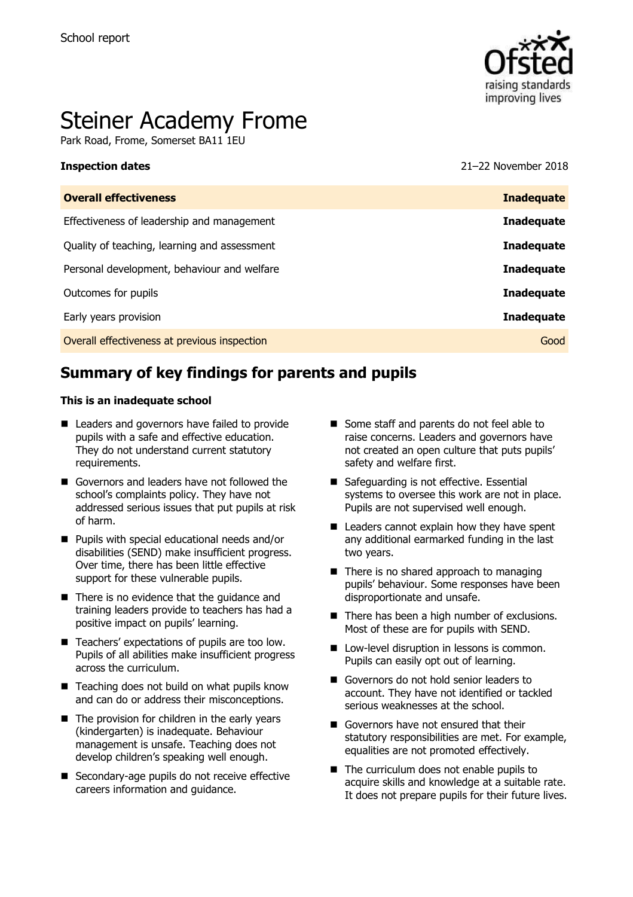School report

# Steiner Academy Frome

Park Road, Frome, Somerset BA11 1EU

**Inspection dates** 21–22 November 2018

| **Overall effectiveness** | **Inadequate** |
|---|---|
| Effectiveness of leadership and management | **Inadequate** |
| Quality of teaching, learning and assessment | **Inadequate** |
| Personal development, behaviour and welfare | **Inadequate** |
| Outcomes for pupils | **Inadequate** |
| Early years provision | **Inadequate** |
| Overall effectiveness at previous inspection | Good |

## Summary of key findings for parents and pupils

**This is an inadequate school**

- Leaders and governors have failed to provide pupils with a safe and effective education. They do not understand current statutory requirements.
- Governors and leaders have not followed the school's complaints policy. They have not addressed serious issues that put pupils at risk of harm.
- Pupils with special educational needs and/or disabilities (SEND) make insufficient progress. Over time, there has been little effective support for these vulnerable pupils.
- There is no evidence that the guidance and training leaders provide to teachers has had a positive impact on pupils' learning.
- Teachers' expectations of pupils are too low. Pupils of all abilities make insufficient progress across the curriculum.
- Teaching does not build on what pupils know and can do or address their misconceptions.
- The provision for children in the early years (kindergarten) is inadequate. Behaviour management is unsafe. Teaching does not develop children's speaking well enough.
- Secondary-age pupils do not receive effective careers information and guidance.
- Some staff and parents do not feel able to raise concerns. Leaders and governors have not created an open culture that puts pupils' safety and welfare first.
- Safeguarding is not effective. Essential systems to oversee this work are not in place. Pupils are not supervised well enough.
- Leaders cannot explain how they have spent any additional earmarked funding in the last two years.
- There is no shared approach to managing pupils' behaviour. Some responses have been disproportionate and unsafe.
- There has been a high number of exclusions. Most of these are for pupils with SEND.
- Low-level disruption in lessons is common. Pupils can easily opt out of learning.
- Governors do not hold senior leaders to account. They have not identified or tackled serious weaknesses at the school.
- Governors have not ensured that their statutory responsibilities are met. For example, equalities are not promoted effectively.
- The curriculum does not enable pupils to acquire skills and knowledge at a suitable rate. It does not prepare pupils for their future lives.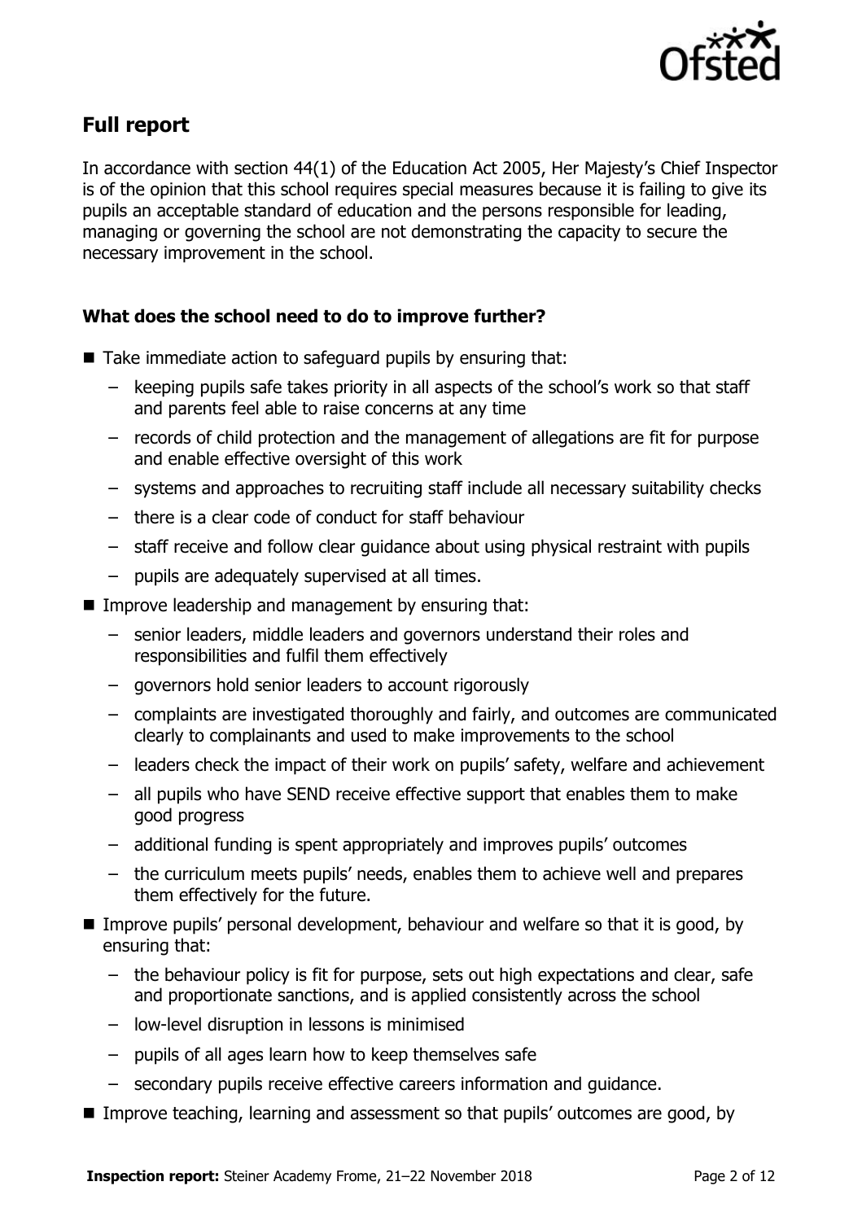## Full report

In accordance with section 44(1) of the Education Act 2005, Her Majesty's Chief Inspector is of the opinion that this school requires special measures because it is failing to give its pupils an acceptable standard of education and the persons responsible for leading, managing or governing the school are not demonstrating the capacity to secure the necessary improvement in the school.

### What does the school need to do to improve further?

- Take immediate action to safeguard pupils by ensuring that:
  - keeping pupils safe takes priority in all aspects of the school's work so that staff and parents feel able to raise concerns at any time
  - records of child protection and the management of allegations are fit for purpose and enable effective oversight of this work
  - systems and approaches to recruiting staff include all necessary suitability checks
  - there is a clear code of conduct for staff behaviour
  - staff receive and follow clear guidance about using physical restraint with pupils
  - pupils are adequately supervised at all times.
- Improve leadership and management by ensuring that:
  - senior leaders, middle leaders and governors understand their roles and responsibilities and fulfil them effectively
  - governors hold senior leaders to account rigorously
  - complaints are investigated thoroughly and fairly, and outcomes are communicated clearly to complainants and used to make improvements to the school
  - leaders check the impact of their work on pupils' safety, welfare and achievement
  - all pupils who have SEND receive effective support that enables them to make good progress
  - additional funding is spent appropriately and improves pupils' outcomes
  - the curriculum meets pupils' needs, enables them to achieve well and prepares them effectively for the future.
- Improve pupils' personal development, behaviour and welfare so that it is good, by ensuring that:
  - the behaviour policy is fit for purpose, sets out high expectations and clear, safe and proportionate sanctions, and is applied consistently across the school
  - low-level disruption in lessons is minimised
  - pupils of all ages learn how to keep themselves safe
  - secondary pupils receive effective careers information and guidance.
- Improve teaching, learning and assessment so that pupils' outcomes are good, by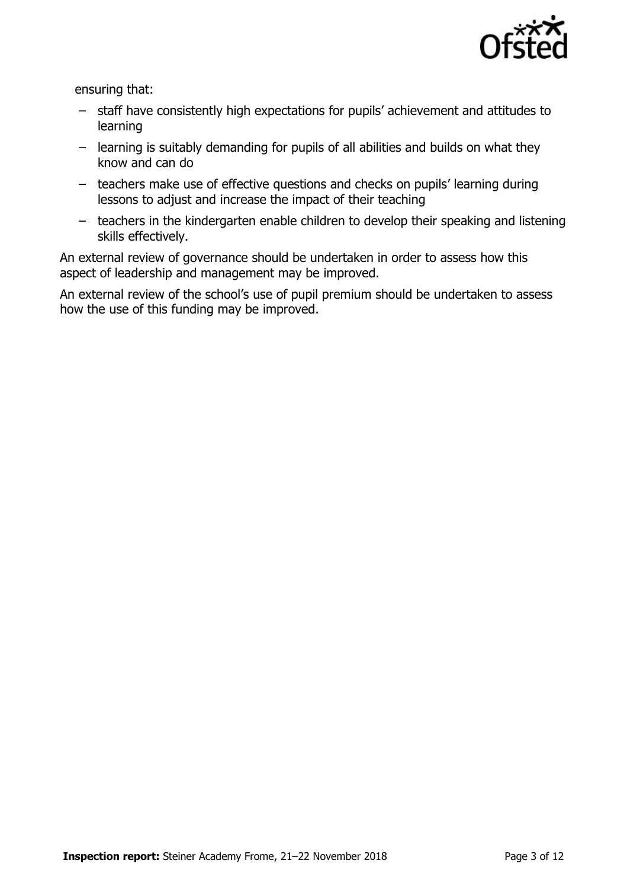ensuring that:

- staff have consistently high expectations for pupils' achievement and attitudes to learning
- learning is suitably demanding for pupils of all abilities and builds on what they know and can do
- teachers make use of effective questions and checks on pupils' learning during lessons to adjust and increase the impact of their teaching
- teachers in the kindergarten enable children to develop their speaking and listening skills effectively.

An external review of governance should be undertaken in order to assess how this aspect of leadership and management may be improved.

An external review of the school's use of pupil premium should be undertaken to assess how the use of this funding may be improved.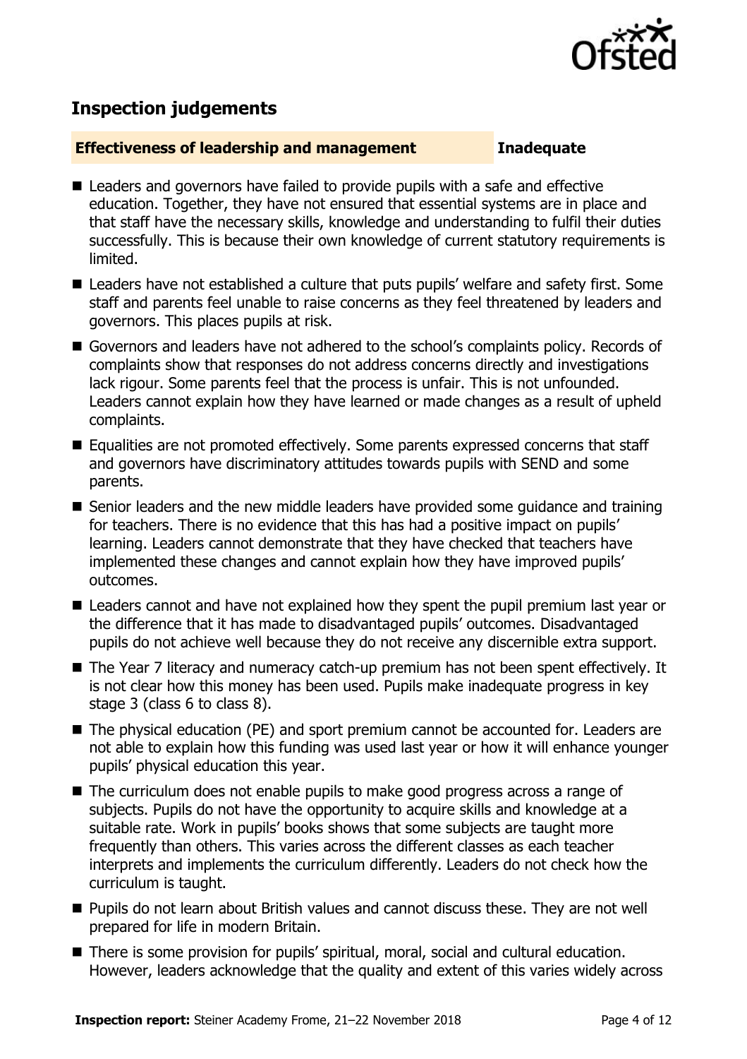## Inspection judgements

### Effectiveness of leadership and management — Inadequate

- Leaders and governors have failed to provide pupils with a safe and effective education. Together, they have not ensured that essential systems are in place and that staff have the necessary skills, knowledge and understanding to fulfil their duties successfully. This is because their own knowledge of current statutory requirements is limited.
- Leaders have not established a culture that puts pupils' welfare and safety first. Some staff and parents feel unable to raise concerns as they feel threatened by leaders and governors. This places pupils at risk.
- Governors and leaders have not adhered to the school's complaints policy. Records of complaints show that responses do not address concerns directly and investigations lack rigour. Some parents feel that the process is unfair. This is not unfounded. Leaders cannot explain how they have learned or made changes as a result of upheld complaints.
- Equalities are not promoted effectively. Some parents expressed concerns that staff and governors have discriminatory attitudes towards pupils with SEND and some parents.
- Senior leaders and the new middle leaders have provided some guidance and training for teachers. There is no evidence that this has had a positive impact on pupils' learning. Leaders cannot demonstrate that they have checked that teachers have implemented these changes and cannot explain how they have improved pupils' outcomes.
- Leaders cannot and have not explained how they spent the pupil premium last year or the difference that it has made to disadvantaged pupils' outcomes. Disadvantaged pupils do not achieve well because they do not receive any discernible extra support.
- The Year 7 literacy and numeracy catch-up premium has not been spent effectively. It is not clear how this money has been used. Pupils make inadequate progress in key stage 3 (class 6 to class 8).
- The physical education (PE) and sport premium cannot be accounted for. Leaders are not able to explain how this funding was used last year or how it will enhance younger pupils' physical education this year.
- The curriculum does not enable pupils to make good progress across a range of subjects. Pupils do not have the opportunity to acquire skills and knowledge at a suitable rate. Work in pupils' books shows that some subjects are taught more frequently than others. This varies across the different classes as each teacher interprets and implements the curriculum differently. Leaders do not check how the curriculum is taught.
- Pupils do not learn about British values and cannot discuss these. They are not well prepared for life in modern Britain.
- There is some provision for pupils' spiritual, moral, social and cultural education. However, leaders acknowledge that the quality and extent of this varies widely across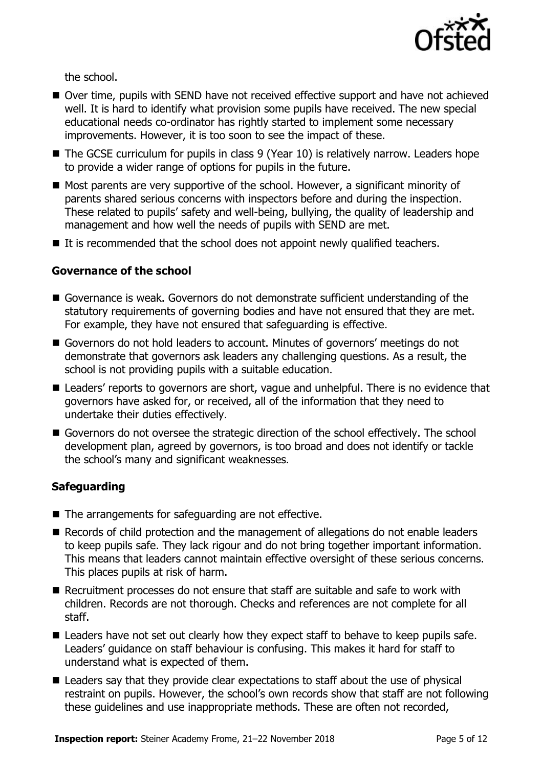the school.

- Over time, pupils with SEND have not received effective support and have not achieved well. It is hard to identify what provision some pupils have received. The new special educational needs co-ordinator has rightly started to implement some necessary improvements. However, it is too soon to see the impact of these.
- The GCSE curriculum for pupils in class 9 (Year 10) is relatively narrow. Leaders hope to provide a wider range of options for pupils in the future.
- Most parents are very supportive of the school. However, a significant minority of parents shared serious concerns with inspectors before and during the inspection. These related to pupils' safety and well-being, bullying, the quality of leadership and management and how well the needs of pupils with SEND are met.
- It is recommended that the school does not appoint newly qualified teachers.

### Governance of the school

- Governance is weak. Governors do not demonstrate sufficient understanding of the statutory requirements of governing bodies and have not ensured that they are met. For example, they have not ensured that safeguarding is effective.
- Governors do not hold leaders to account. Minutes of governors' meetings do not demonstrate that governors ask leaders any challenging questions. As a result, the school is not providing pupils with a suitable education.
- Leaders' reports to governors are short, vague and unhelpful. There is no evidence that governors have asked for, or received, all of the information that they need to undertake their duties effectively.
- Governors do not oversee the strategic direction of the school effectively. The school development plan, agreed by governors, is too broad and does not identify or tackle the school's many and significant weaknesses.

### Safeguarding

- The arrangements for safeguarding are not effective.
- Records of child protection and the management of allegations do not enable leaders to keep pupils safe. They lack rigour and do not bring together important information. This means that leaders cannot maintain effective oversight of these serious concerns. This places pupils at risk of harm.
- Recruitment processes do not ensure that staff are suitable and safe to work with children. Records are not thorough. Checks and references are not complete for all staff.
- Leaders have not set out clearly how they expect staff to behave to keep pupils safe. Leaders' guidance on staff behaviour is confusing. This makes it hard for staff to understand what is expected of them.
- Leaders say that they provide clear expectations to staff about the use of physical restraint on pupils. However, the school's own records show that staff are not following these guidelines and use inappropriate methods. These are often not recorded,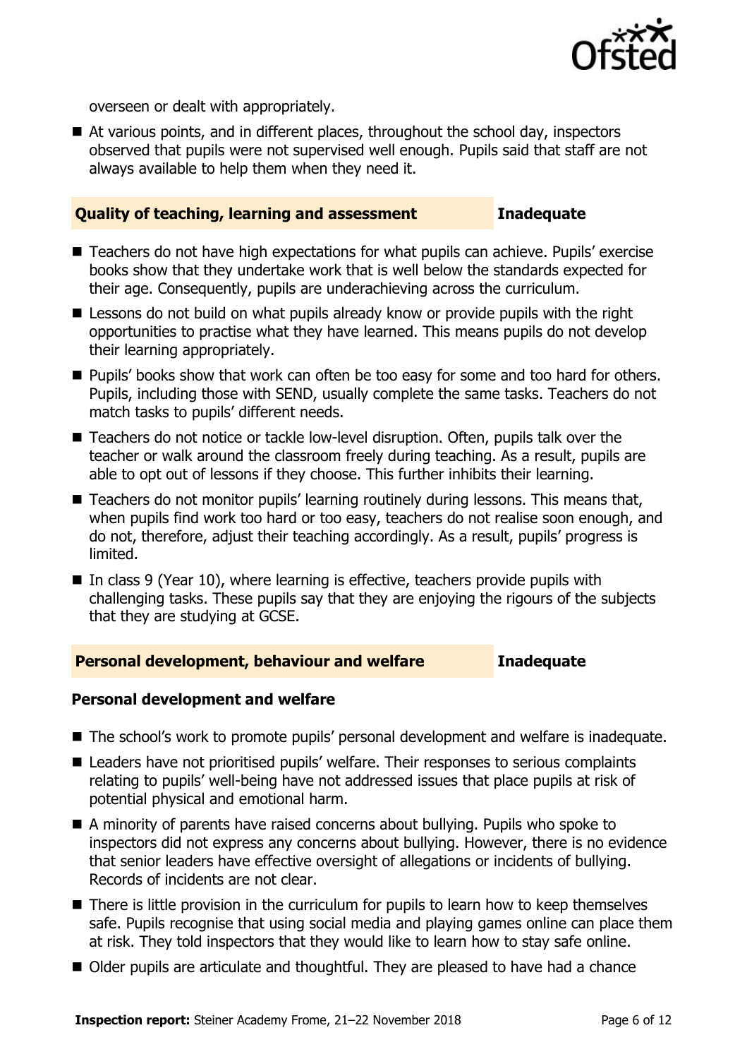overseen or dealt with appropriately.

- At various points, and in different places, throughout the school day, inspectors observed that pupils were not supervised well enough. Pupils said that staff are not always available to help them when they need it.

## Quality of teaching, learning and assessment — Inadequate

- Teachers do not have high expectations for what pupils can achieve. Pupils' exercise books show that they undertake work that is well below the standards expected for their age. Consequently, pupils are underachieving across the curriculum.
- Lessons do not build on what pupils already know or provide pupils with the right opportunities to practise what they have learned. This means pupils do not develop their learning appropriately.
- Pupils' books show that work can often be too easy for some and too hard for others. Pupils, including those with SEND, usually complete the same tasks. Teachers do not match tasks to pupils' different needs.
- Teachers do not notice or tackle low-level disruption. Often, pupils talk over the teacher or walk around the classroom freely during teaching. As a result, pupils are able to opt out of lessons if they choose. This further inhibits their learning.
- Teachers do not monitor pupils' learning routinely during lessons. This means that, when pupils find work too hard or too easy, teachers do not realise soon enough, and do not, therefore, adjust their teaching accordingly. As a result, pupils' progress is limited.
- In class 9 (Year 10), where learning is effective, teachers provide pupils with challenging tasks. These pupils say that they are enjoying the rigours of the subjects that they are studying at GCSE.

## Personal development, behaviour and welfare — Inadequate

### Personal development and welfare

- The school's work to promote pupils' personal development and welfare is inadequate.
- Leaders have not prioritised pupils' welfare. Their responses to serious complaints relating to pupils' well-being have not addressed issues that place pupils at risk of potential physical and emotional harm.
- A minority of parents have raised concerns about bullying. Pupils who spoke to inspectors did not express any concerns about bullying. However, there is no evidence that senior leaders have effective oversight of allegations or incidents of bullying. Records of incidents are not clear.
- There is little provision in the curriculum for pupils to learn how to keep themselves safe. Pupils recognise that using social media and playing games online can place them at risk. They told inspectors that they would like to learn how to stay safe online.
- Older pupils are articulate and thoughtful. They are pleased to have had a chance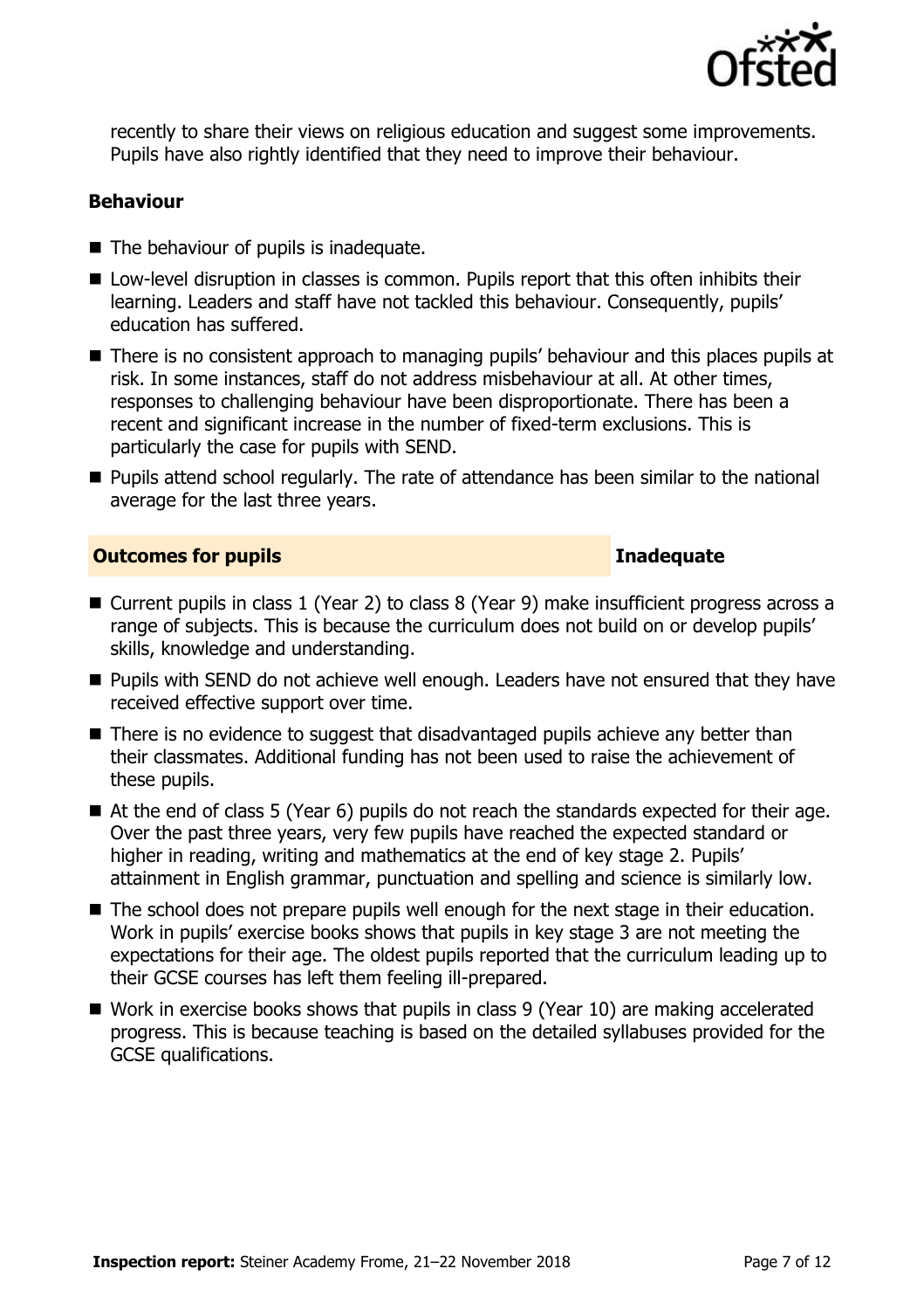recently to share their views on religious education and suggest some improvements. Pupils have also rightly identified that they need to improve their behaviour.

### Behaviour

- The behaviour of pupils is inadequate.
- Low-level disruption in classes is common. Pupils report that this often inhibits their learning. Leaders and staff have not tackled this behaviour. Consequently, pupils' education has suffered.
- There is no consistent approach to managing pupils' behaviour and this places pupils at risk. In some instances, staff do not address misbehaviour at all. At other times, responses to challenging behaviour have been disproportionate. There has been a recent and significant increase in the number of fixed-term exclusions. This is particularly the case for pupils with SEND.
- Pupils attend school regularly. The rate of attendance has been similar to the national average for the last three years.

## Outcomes for pupils — Inadequate

- Current pupils in class 1 (Year 2) to class 8 (Year 9) make insufficient progress across a range of subjects. This is because the curriculum does not build on or develop pupils' skills, knowledge and understanding.
- Pupils with SEND do not achieve well enough. Leaders have not ensured that they have received effective support over time.
- There is no evidence to suggest that disadvantaged pupils achieve any better than their classmates. Additional funding has not been used to raise the achievement of these pupils.
- At the end of class 5 (Year 6) pupils do not reach the standards expected for their age. Over the past three years, very few pupils have reached the expected standard or higher in reading, writing and mathematics at the end of key stage 2. Pupils' attainment in English grammar, punctuation and spelling and science is similarly low.
- The school does not prepare pupils well enough for the next stage in their education. Work in pupils' exercise books shows that pupils in key stage 3 are not meeting the expectations for their age. The oldest pupils reported that the curriculum leading up to their GCSE courses has left them feeling ill-prepared.
- Work in exercise books shows that pupils in class 9 (Year 10) are making accelerated progress. This is because teaching is based on the detailed syllabuses provided for the GCSE qualifications.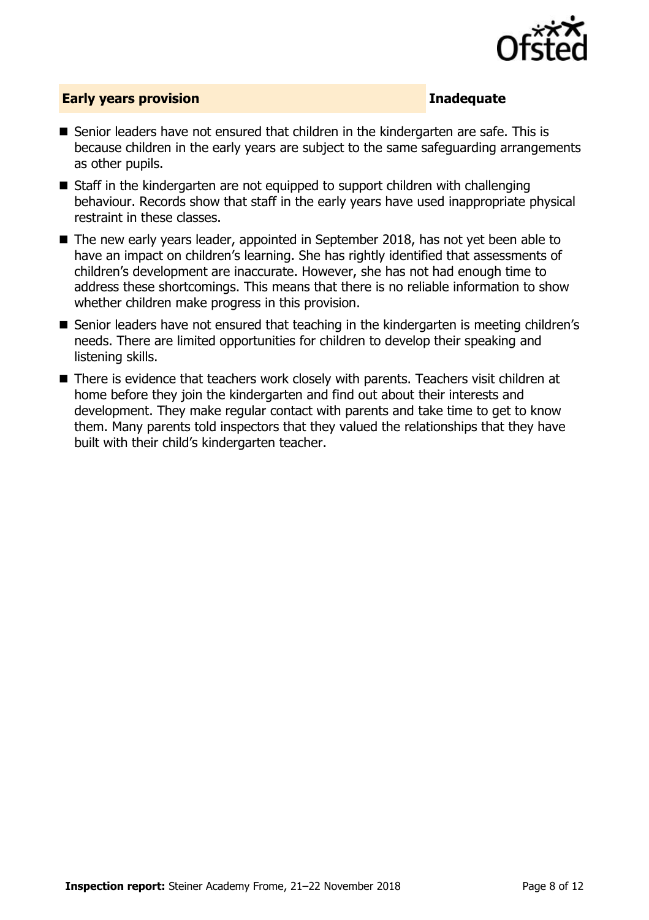## Early years provision — Inadequate

- Senior leaders have not ensured that children in the kindergarten are safe. This is because children in the early years are subject to the same safeguarding arrangements as other pupils.
- Staff in the kindergarten are not equipped to support children with challenging behaviour. Records show that staff in the early years have used inappropriate physical restraint in these classes.
- The new early years leader, appointed in September 2018, has not yet been able to have an impact on children's learning. She has rightly identified that assessments of children's development are inaccurate. However, she has not had enough time to address these shortcomings. This means that there is no reliable information to show whether children make progress in this provision.
- Senior leaders have not ensured that teaching in the kindergarten is meeting children's needs. There are limited opportunities for children to develop their speaking and listening skills.
- There is evidence that teachers work closely with parents. Teachers visit children at home before they join the kindergarten and find out about their interests and development. They make regular contact with parents and take time to get to know them. Many parents told inspectors that they valued the relationships that they have built with their child's kindergarten teacher.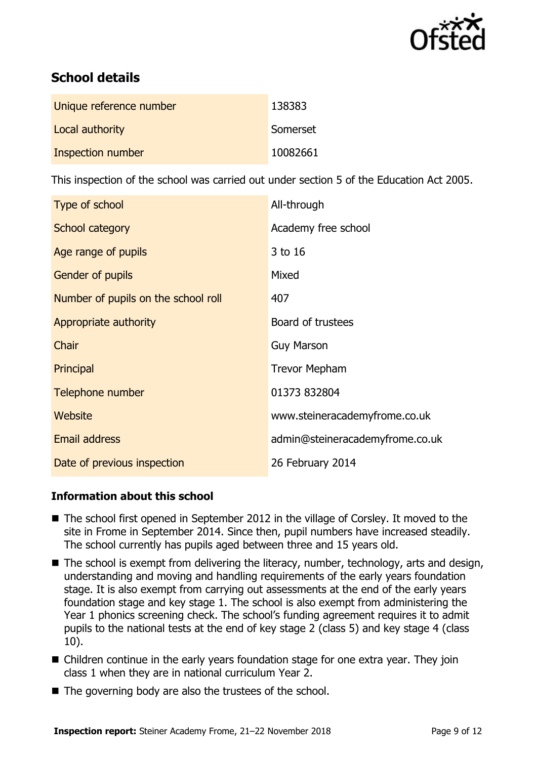## School details

| | |
|---|---|
| Unique reference number | 138383 |
| Local authority | Somerset |
| Inspection number | 10082661 |

This inspection of the school was carried out under section 5 of the Education Act 2005.

| | |
|---|---|
| Type of school | All-through |
| School category | Academy free school |
| Age range of pupils | 3 to 16 |
| Gender of pupils | Mixed |
| Number of pupils on the school roll | 407 |
| Appropriate authority | Board of trustees |
| Chair | Guy Marson |
| Principal | Trevor Mepham |
| Telephone number | 01373 832804 |
| Website | www.steineracademyfrome.co.uk |
| Email address | admin@steineracademyfrome.co.uk |
| Date of previous inspection | 26 February 2014 |

### Information about this school

- The school first opened in September 2012 in the village of Corsley. It moved to the site in Frome in September 2014. Since then, pupil numbers have increased steadily. The school currently has pupils aged between three and 15 years old.
- The school is exempt from delivering the literacy, number, technology, arts and design, understanding and moving and handling requirements of the early years foundation stage. It is also exempt from carrying out assessments at the end of the early years foundation stage and key stage 1. The school is also exempt from administering the Year 1 phonics screening check. The school's funding agreement requires it to admit pupils to the national tests at the end of key stage 2 (class 5) and key stage 4 (class 10).
- Children continue in the early years foundation stage for one extra year. They join class 1 when they are in national curriculum Year 2.
- The governing body are also the trustees of the school.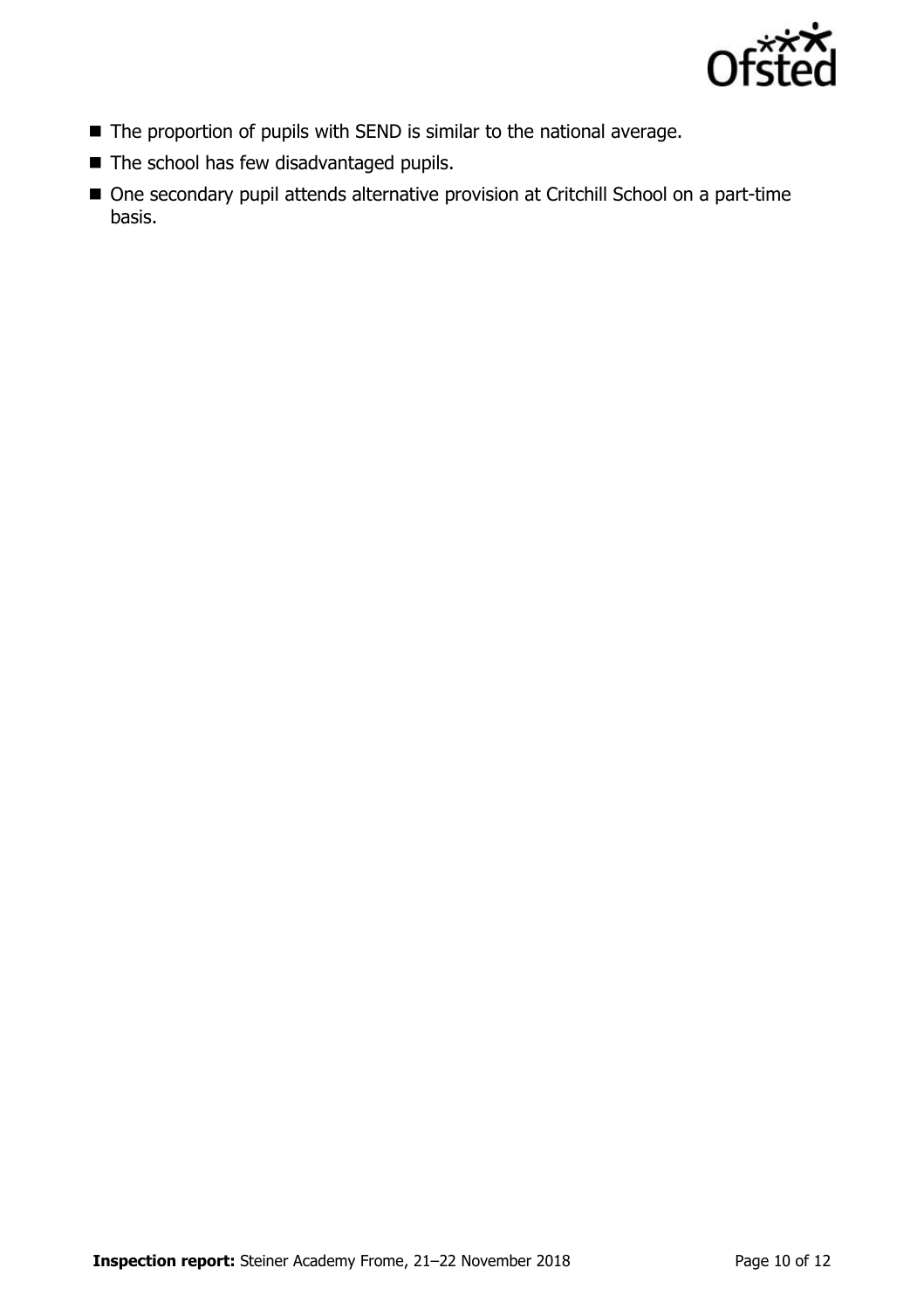- The proportion of pupils with SEND is similar to the national average.
- The school has few disadvantaged pupils.
- One secondary pupil attends alternative provision at Critchill School on a part-time basis.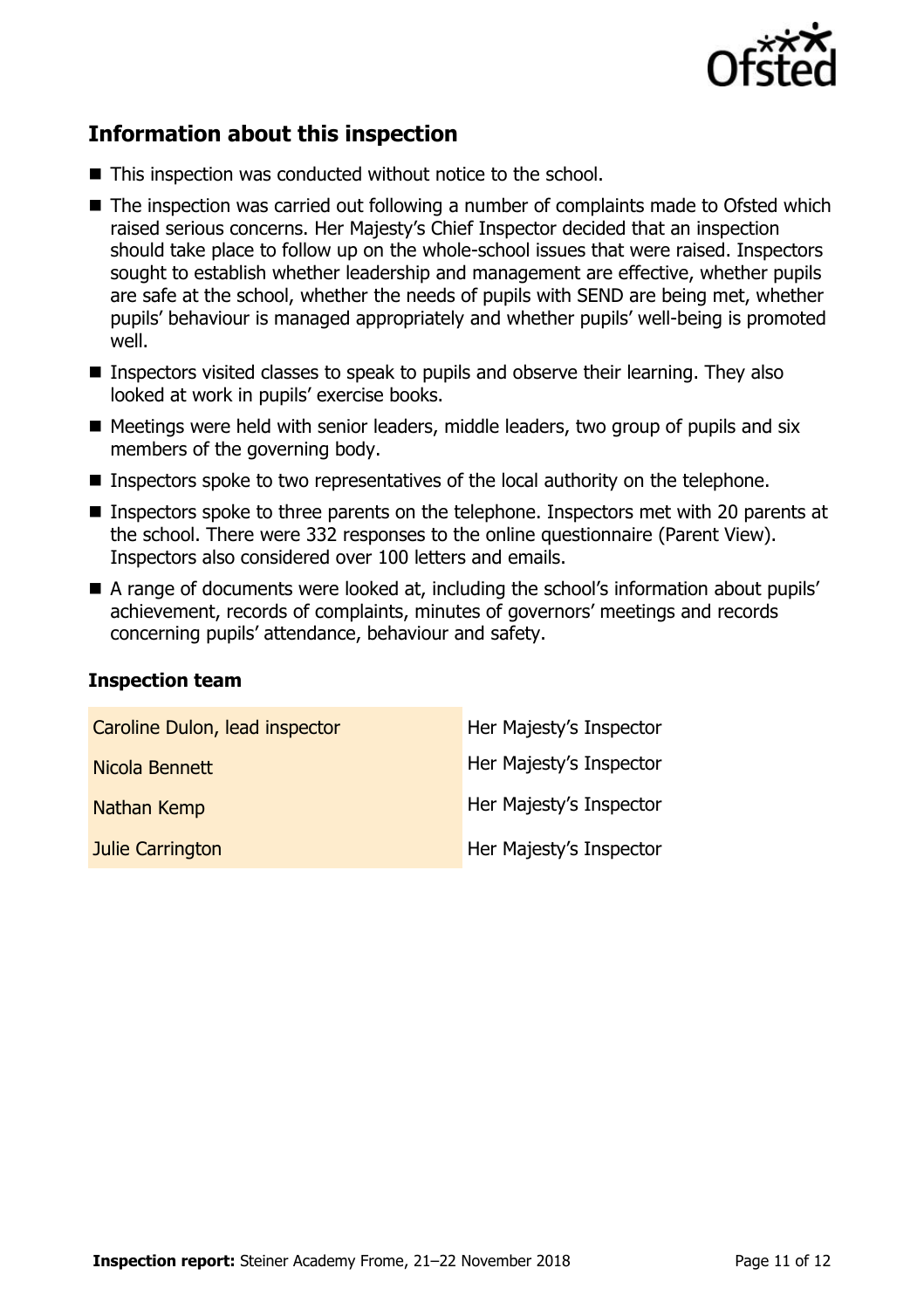## Information about this inspection

- This inspection was conducted without notice to the school.
- The inspection was carried out following a number of complaints made to Ofsted which raised serious concerns. Her Majesty's Chief Inspector decided that an inspection should take place to follow up on the whole-school issues that were raised. Inspectors sought to establish whether leadership and management are effective, whether pupils are safe at the school, whether the needs of pupils with SEND are being met, whether pupils' behaviour is managed appropriately and whether pupils' well-being is promoted well.
- Inspectors visited classes to speak to pupils and observe their learning. They also looked at work in pupils' exercise books.
- Meetings were held with senior leaders, middle leaders, two group of pupils and six members of the governing body.
- Inspectors spoke to two representatives of the local authority on the telephone.
- Inspectors spoke to three parents on the telephone. Inspectors met with 20 parents at the school. There were 332 responses to the online questionnaire (Parent View). Inspectors also considered over 100 letters and emails.
- A range of documents were looked at, including the school's information about pupils' achievement, records of complaints, minutes of governors' meetings and records concerning pupils' attendance, behaviour and safety.

### Inspection team

| | |
|---|---|
| Caroline Dulon, lead inspector | Her Majesty's Inspector |
| Nicola Bennett | Her Majesty's Inspector |
| Nathan Kemp | Her Majesty's Inspector |
| Julie Carrington | Her Majesty's Inspector |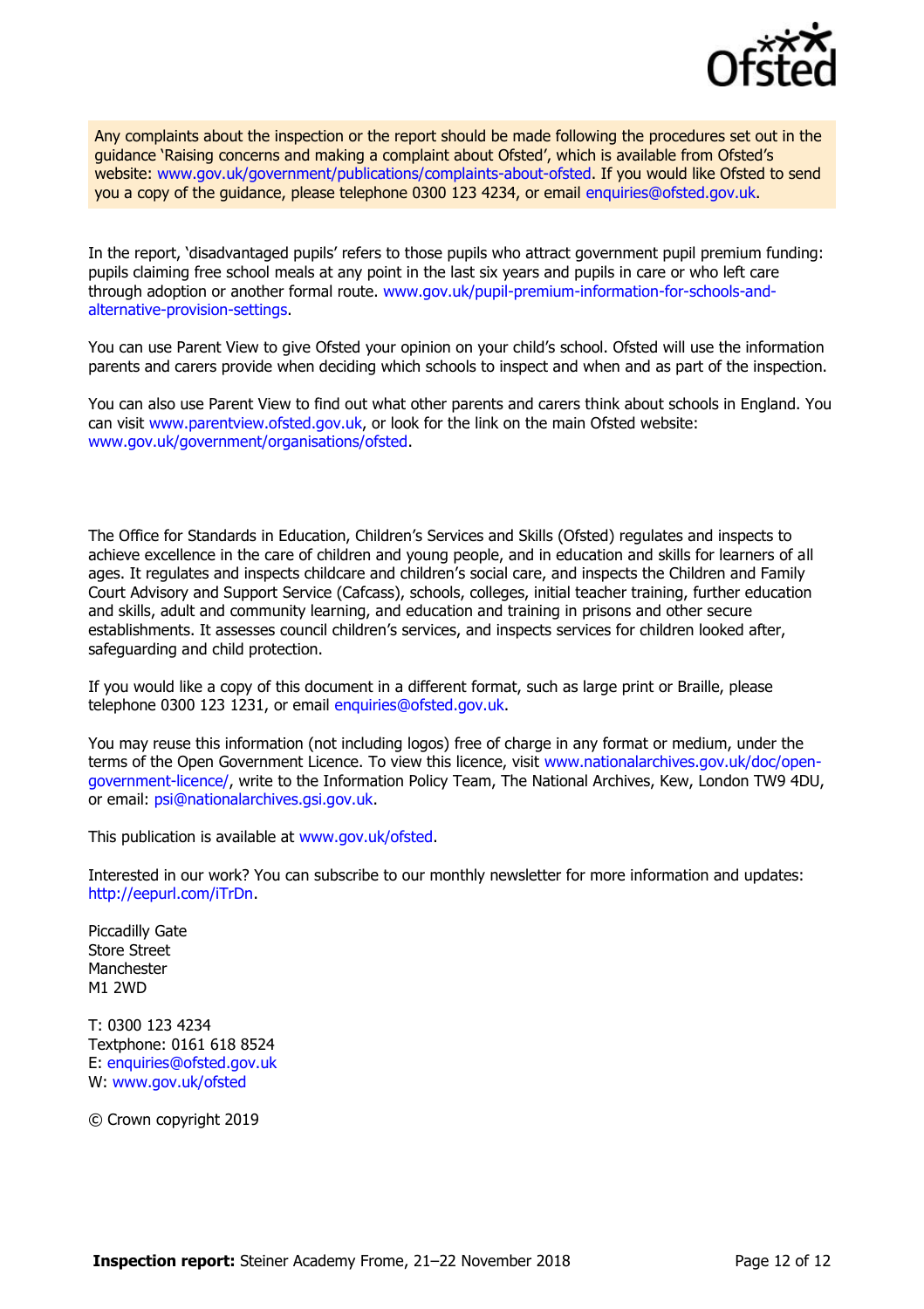Any complaints about the inspection or the report should be made following the procedures set out in the guidance 'Raising concerns and making a complaint about Ofsted', which is available from Ofsted's website: www.gov.uk/government/publications/complaints-about-ofsted. If you would like Ofsted to send you a copy of the guidance, please telephone 0300 123 4234, or email enquiries@ofsted.gov.uk.

In the report, 'disadvantaged pupils' refers to those pupils who attract government pupil premium funding: pupils claiming free school meals at any point in the last six years and pupils in care or who left care through adoption or another formal route. www.gov.uk/pupil-premium-information-for-schools-and-alternative-provision-settings.

You can use Parent View to give Ofsted your opinion on your child's school. Ofsted will use the information parents and carers provide when deciding which schools to inspect and when and as part of the inspection.

You can also use Parent View to find out what other parents and carers think about schools in England. You can visit www.parentview.ofsted.gov.uk, or look for the link on the main Ofsted website: www.gov.uk/government/organisations/ofsted.

The Office for Standards in Education, Children's Services and Skills (Ofsted) regulates and inspects to achieve excellence in the care of children and young people, and in education and skills for learners of all ages. It regulates and inspects childcare and children's social care, and inspects the Children and Family Court Advisory and Support Service (Cafcass), schools, colleges, initial teacher training, further education and skills, adult and community learning, and education and training in prisons and other secure establishments. It assesses council children's services, and inspects services for children looked after, safeguarding and child protection.

If you would like a copy of this document in a different format, such as large print or Braille, please telephone 0300 123 1231, or email enquiries@ofsted.gov.uk.

You may reuse this information (not including logos) free of charge in any format or medium, under the terms of the Open Government Licence. To view this licence, visit www.nationalarchives.gov.uk/doc/open-government-licence/, write to the Information Policy Team, The National Archives, Kew, London TW9 4DU, or email: psi@nationalarchives.gsi.gov.uk.

This publication is available at www.gov.uk/ofsted.

Interested in our work? You can subscribe to our monthly newsletter for more information and updates: http://eepurl.com/iTrDn.

Piccadilly Gate  
Store Street  
Manchester  
M1 2WD

T: 0300 123 4234  
Textphone: 0161 618 8524  
E: enquiries@ofsted.gov.uk  
W: www.gov.uk/ofsted

© Crown copyright 2019